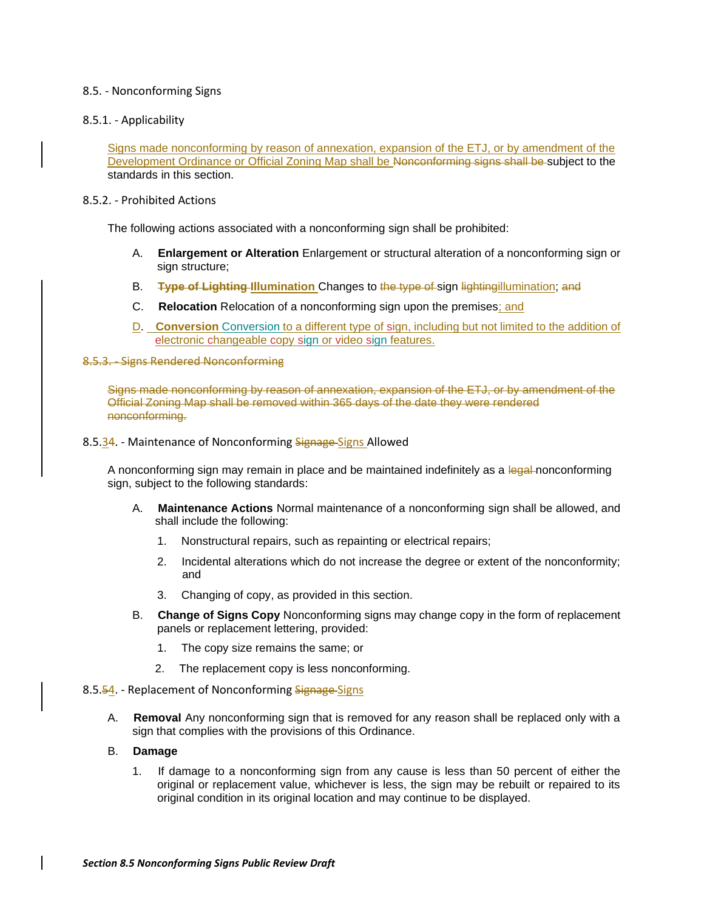## 8.5. - Nonconforming Signs

### 8.5.1. - Applicability

Signs made nonconforming by reason of annexation, expansion of the ETJ, or by amendment of the Development Ordinance or Official Zoning Map shall be ~~Nonconforming signs shall be~~ subject to the standards in this section.

### 8.5.2. - Prohibited Actions

The following actions associated with a nonconforming sign shall be prohibited:

A. **Enlargement or Alteration** Enlargement or structural alteration of a nonconforming sign or sign structure;

B. **~~Type of Lighting~~ Illumination** Changes to ~~the type of~~ sign ~~lighting~~illumination; ~~and~~

C. **Relocation** Relocation of a nonconforming sign upon the premises; and

D. **Conversion** Conversion to a different type of sign, including but not limited to the addition of electronic changeable copy sign or video sign features.

### ~~8.5.3. - Signs Rendered Nonconforming~~

~~Signs made nonconforming by reason of annexation, expansion of the ETJ, or by amendment of the Official Zoning Map shall be removed within 365 days of the date they were rendered nonconforming.~~

### 8.5.3~~4~~. - Maintenance of Nonconforming ~~Signage~~ Signs Allowed

A nonconforming sign may remain in place and be maintained indefinitely as a ~~legal~~ nonconforming sign, subject to the following standards:

A. **Maintenance Actions** Normal maintenance of a nonconforming sign shall be allowed, and shall include the following:

1. Nonstructural repairs, such as repainting or electrical repairs;
2. Incidental alterations which do not increase the degree or extent of the nonconformity; and
3. Changing of copy, as provided in this section.

B. **Change of Signs Copy** Nonconforming signs may change copy in the form of replacement panels or replacement lettering, provided:

1. The copy size remains the same; or
2. The replacement copy is less nonconforming.

### 8.5.~~5~~4. - Replacement of Nonconforming ~~Signage~~ Signs

A. **Removal** Any nonconforming sign that is removed for any reason shall be replaced only with a sign that complies with the provisions of this Ordinance.

B. **Damage**

1. If damage to a nonconforming sign from any cause is less than 50 percent of either the original or replacement value, whichever is less, the sign may be rebuilt or repaired to its original condition in its original location and may continue to be displayed.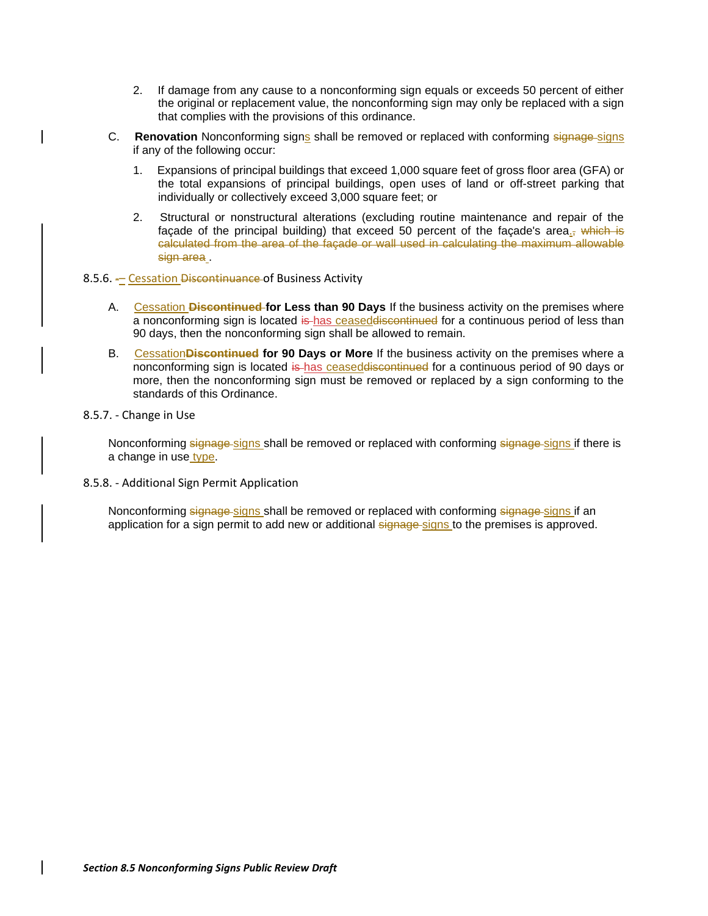2. If damage from any cause to a nonconforming sign equals or exceeds 50 percent of either the original or replacement value, the nonconforming sign may only be replaced with a sign that complies with the provisions of this ordinance.

C. **Renovation** Nonconforming signs shall be removed or replaced with conforming ~~signage~~ signs if any of the following occur:

1. Expansions of principal buildings that exceed 1,000 square feet of gross floor area (GFA) or the total expansions of principal buildings, open uses of land or off-street parking that individually or collectively exceed 3,000 square feet; or

2. Structural or nonstructural alterations (excluding routine maintenance and repair of the façade of the principal building) that exceed 50 percent of the façade's area.~~, which is calculated from the area of the façade or wall used in calculating the maximum allowable sign area~~ .

8.5.6. ~~-~~ – Cessation ~~Discontinuance~~ of Business Activity

A. Cessation ~~**Discontinued**~~ **for Less than 90 Days** If the business activity on the premises where a nonconforming sign is located ~~is~~ has ceased~~discontinued~~ for a continuous period of less than 90 days, then the nonconforming sign shall be allowed to remain.

B. Cessation~~**Discontinued**~~ **for 90 Days or More** If the business activity on the premises where a nonconforming sign is located ~~is~~ has ceased~~discontinued~~ for a continuous period of 90 days or more, then the nonconforming sign must be removed or replaced by a sign conforming to the standards of this Ordinance.

8.5.7. - Change in Use

Nonconforming ~~signage~~ signs shall be removed or replaced with conforming ~~signage~~ signs if there is a change in use type.

8.5.8. - Additional Sign Permit Application

Nonconforming ~~signage~~ signs shall be removed or replaced with conforming ~~signage~~ signs if an application for a sign permit to add new or additional ~~signage~~ signs to the premises is approved.